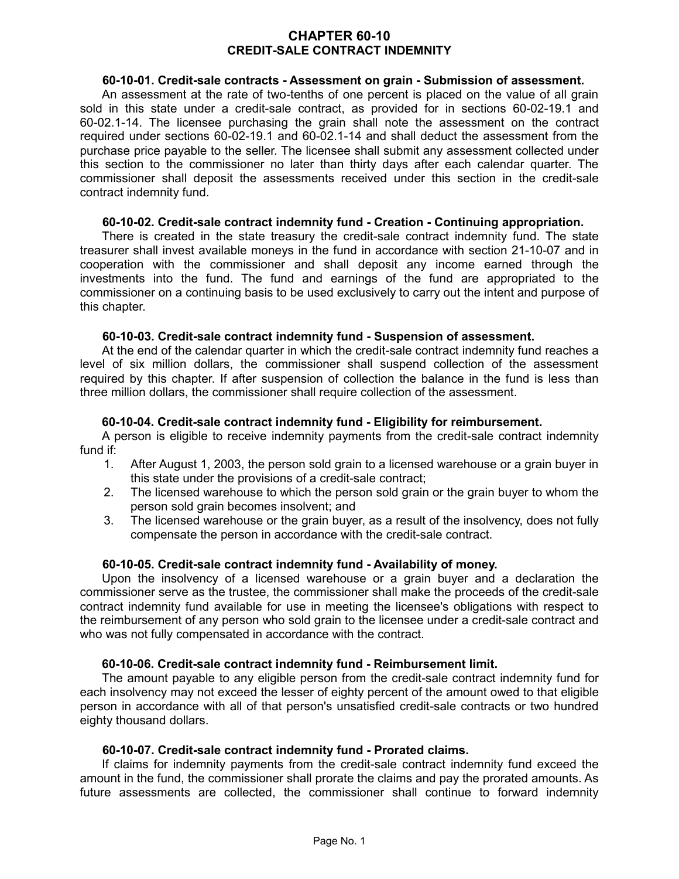# CHAPTER 60-10
# CREDIT-SALE CONTRACT INDEMNITY

**60-10-01. Credit-sale contracts - Assessment on grain - Submission of assessment.**

An assessment at the rate of two-tenths of one percent is placed on the value of all grain sold in this state under a credit-sale contract, as provided for in sections 60-02-19.1 and 60-02.1-14. The licensee purchasing the grain shall note the assessment on the contract required under sections 60-02-19.1 and 60-02.1-14 and shall deduct the assessment from the purchase price payable to the seller. The licensee shall submit any assessment collected under this section to the commissioner no later than thirty days after each calendar quarter. The commissioner shall deposit the assessments received under this section in the credit-sale contract indemnity fund.

**60-10-02. Credit-sale contract indemnity fund - Creation - Continuing appropriation.**

There is created in the state treasury the credit-sale contract indemnity fund. The state treasurer shall invest available moneys in the fund in accordance with section 21-10-07 and in cooperation with the commissioner and shall deposit any income earned through the investments into the fund. The fund and earnings of the fund are appropriated to the commissioner on a continuing basis to be used exclusively to carry out the intent and purpose of this chapter.

**60-10-03. Credit-sale contract indemnity fund - Suspension of assessment.**

At the end of the calendar quarter in which the credit-sale contract indemnity fund reaches a level of six million dollars, the commissioner shall suspend collection of the assessment required by this chapter. If after suspension of collection the balance in the fund is less than three million dollars, the commissioner shall require collection of the assessment.

**60-10-04. Credit-sale contract indemnity fund - Eligibility for reimbursement.**

A person is eligible to receive indemnity payments from the credit-sale contract indemnity fund if:

1. After August 1, 2003, the person sold grain to a licensed warehouse or a grain buyer in this state under the provisions of a credit-sale contract;
2. The licensed warehouse to which the person sold grain or the grain buyer to whom the person sold grain becomes insolvent; and
3. The licensed warehouse or the grain buyer, as a result of the insolvency, does not fully compensate the person in accordance with the credit-sale contract.

**60-10-05. Credit-sale contract indemnity fund - Availability of money.**

Upon the insolvency of a licensed warehouse or a grain buyer and a declaration the commissioner serve as the trustee, the commissioner shall make the proceeds of the credit-sale contract indemnity fund available for use in meeting the licensee's obligations with respect to the reimbursement of any person who sold grain to the licensee under a credit-sale contract and who was not fully compensated in accordance with the contract.

**60-10-06. Credit-sale contract indemnity fund - Reimbursement limit.**

The amount payable to any eligible person from the credit-sale contract indemnity fund for each insolvency may not exceed the lesser of eighty percent of the amount owed to that eligible person in accordance with all of that person's unsatisfied credit-sale contracts or two hundred eighty thousand dollars.

**60-10-07. Credit-sale contract indemnity fund - Prorated claims.**

If claims for indemnity payments from the credit-sale contract indemnity fund exceed the amount in the fund, the commissioner shall prorate the claims and pay the prorated amounts. As future assessments are collected, the commissioner shall continue to forward indemnity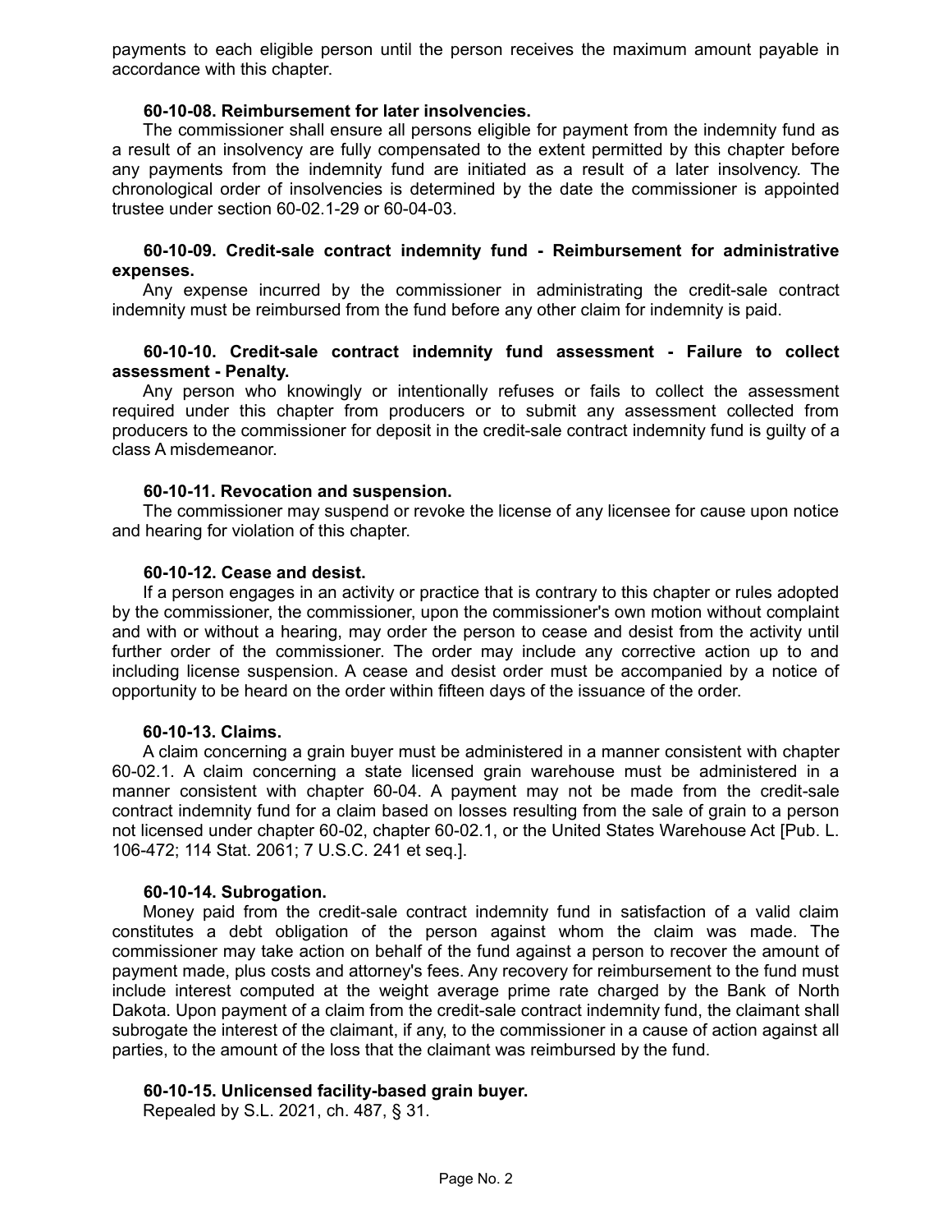payments to each eligible person until the person receives the maximum amount payable in accordance with this chapter.

**60-10-08. Reimbursement for later insolvencies.**

The commissioner shall ensure all persons eligible for payment from the indemnity fund as a result of an insolvency are fully compensated to the extent permitted by this chapter before any payments from the indemnity fund are initiated as a result of a later insolvency. The chronological order of insolvencies is determined by the date the commissioner is appointed trustee under section 60-02.1-29 or 60-04-03.

**60-10-09. Credit-sale contract indemnity fund - Reimbursement for administrative expenses.**

Any expense incurred by the commissioner in administrating the credit-sale contract indemnity must be reimbursed from the fund before any other claim for indemnity is paid.

**60-10-10. Credit-sale contract indemnity fund assessment - Failure to collect assessment - Penalty.**

Any person who knowingly or intentionally refuses or fails to collect the assessment required under this chapter from producers or to submit any assessment collected from producers to the commissioner for deposit in the credit-sale contract indemnity fund is guilty of a class A misdemeanor.

**60-10-11. Revocation and suspension.**

The commissioner may suspend or revoke the license of any licensee for cause upon notice and hearing for violation of this chapter.

**60-10-12. Cease and desist.**

If a person engages in an activity or practice that is contrary to this chapter or rules adopted by the commissioner, the commissioner, upon the commissioner's own motion without complaint and with or without a hearing, may order the person to cease and desist from the activity until further order of the commissioner. The order may include any corrective action up to and including license suspension. A cease and desist order must be accompanied by a notice of opportunity to be heard on the order within fifteen days of the issuance of the order.

**60-10-13. Claims.**

A claim concerning a grain buyer must be administered in a manner consistent with chapter 60-02.1. A claim concerning a state licensed grain warehouse must be administered in a manner consistent with chapter 60-04. A payment may not be made from the credit-sale contract indemnity fund for a claim based on losses resulting from the sale of grain to a person not licensed under chapter 60-02, chapter 60-02.1, or the United States Warehouse Act [Pub. L. 106-472; 114 Stat. 2061; 7 U.S.C. 241 et seq.].

**60-10-14. Subrogation.**

Money paid from the credit-sale contract indemnity fund in satisfaction of a valid claim constitutes a debt obligation of the person against whom the claim was made. The commissioner may take action on behalf of the fund against a person to recover the amount of payment made, plus costs and attorney's fees. Any recovery for reimbursement to the fund must include interest computed at the weight average prime rate charged by the Bank of North Dakota. Upon payment of a claim from the credit-sale contract indemnity fund, the claimant shall subrogate the interest of the claimant, if any, to the commissioner in a cause of action against all parties, to the amount of the loss that the claimant was reimbursed by the fund.

**60-10-15. Unlicensed facility-based grain buyer.**

Repealed by S.L. 2021, ch. 487, § 31.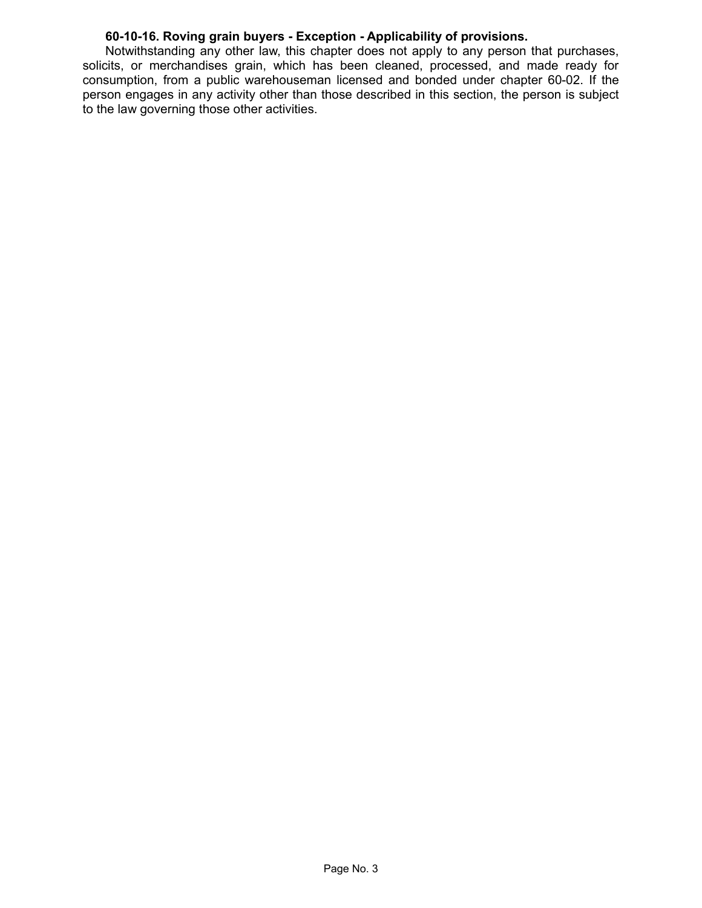**60-10-16. Roving grain buyers - Exception - Applicability of provisions.**

Notwithstanding any other law, this chapter does not apply to any person that purchases, solicits, or merchandises grain, which has been cleaned, processed, and made ready for consumption, from a public warehouseman licensed and bonded under chapter 60-02. If the person engages in any activity other than those described in this section, the person is subject to the law governing those other activities.